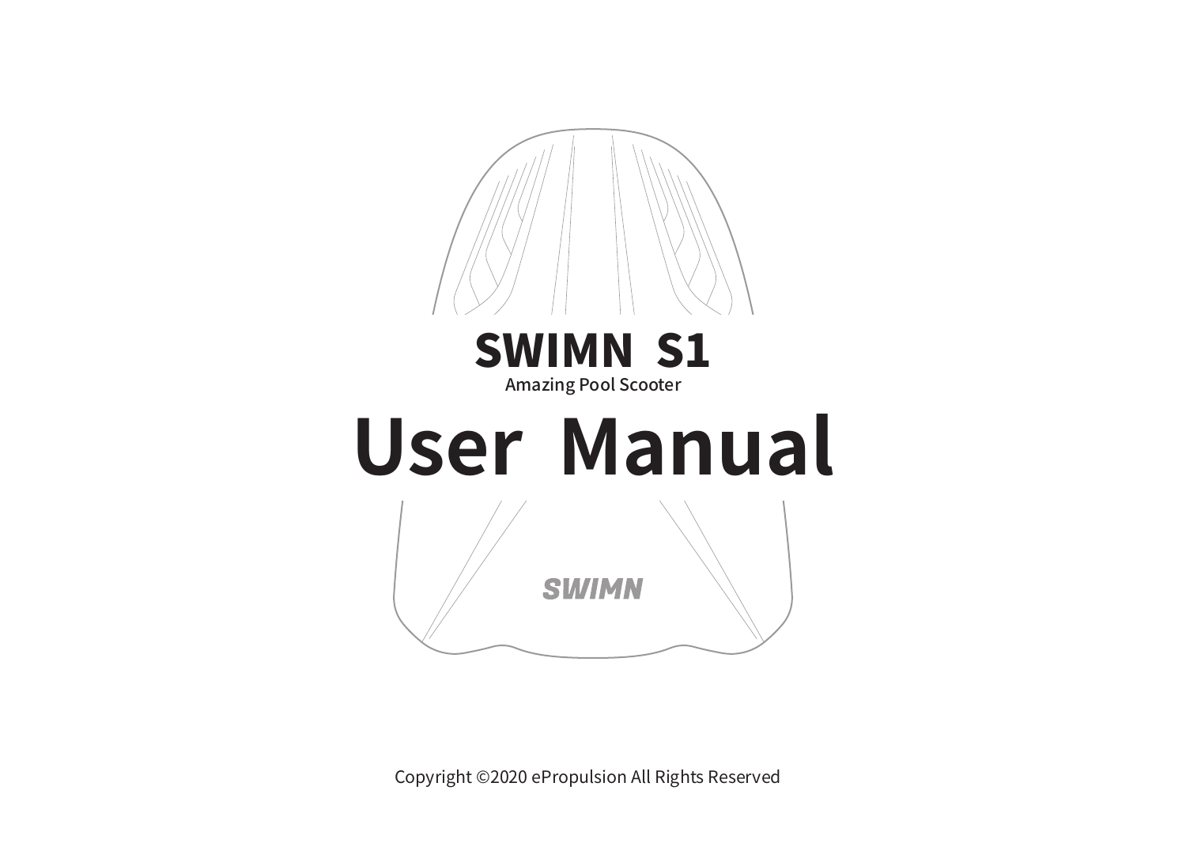# SWIMN S1

Amazing Pool Scooter

# User Manual

SWIMN

Copyright ©2020 ePropulsion All Rights Reserved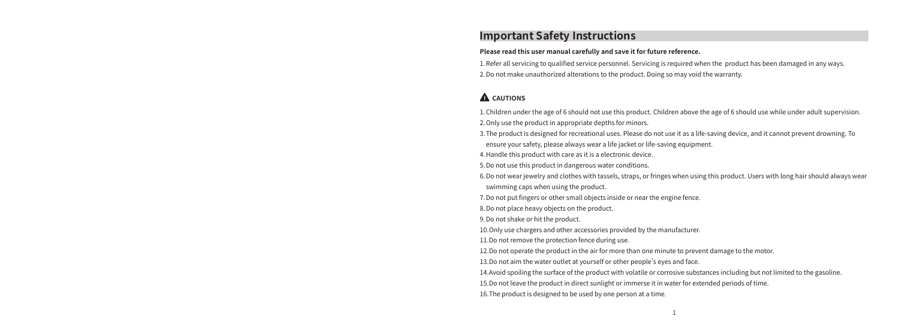## Important Safety Instructions

**Please read this user manual carefully and save it for future reference.**

1. Refer all servicing to qualified service personnel. Servicing is required when the product has been damaged in any ways.
2. Do not make unauthorized alterations to the product. Doing so may void the warranty.

### ⚠ CAUTIONS

1. Children under the age of 6 should not use this product. Children above the age of 6 should use while under adult supervision.
2. Only use the product in appropriate depths for minors.
3. The product is designed for recreational uses. Please do not use it as a life-saving device, and it cannot prevent drowning. To ensure your safety, please always wear a life jacket or life-saving equipment.
4. Handle this product with care as it is a electronic device.
5. Do not use this product in dangerous water conditions.
6. Do not wear jewelry and clothes with tassels, straps, or fringes when using this product. Users with long hair should always wear swimming caps when using the product.
7. Do not put fingers or other small objects inside or near the engine fence.
8. Do not place heavy objects on the product.
9. Do not shake or hit the product.
10. Only use chargers and other accessories provided by the manufacturer.
11. Do not remove the protection fence during use.
12. Do not operate the product in the air for more than one minute to prevent damage to the motor.
13. Do not aim the water outlet at yourself or other people's eyes and face.
14. Avoid spoiling the surface of the product with volatile or corrosive substances including but not limited to the gasoline.
15. Do not leave the product in direct sunlight or immerse it in water for extended periods of time.
16. The product is designed to be used by one person at a time.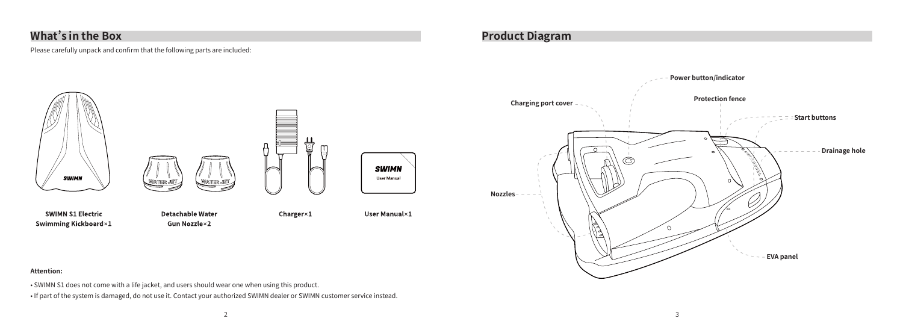## What's in the Box

Please carefully unpack and confirm that the following parts are included:

SWIMN

WATER JET

WATER JET

SWIMN
User Manual

**SWIMN S1 Electric Swimming Kickboard×1**

**Detachable Water Gun Nozzle×2**

**Charger×1**

**User Manual×1**

**Attention:**

- SWIMN S1 does not come with a life jacket, and users should wear one when using this product.
- If part of the system is damaged, do not use it. Contact your authorized SWIMN dealer or SWIMN customer service instead.

## Product Diagram

**Power button/indicator**

**Charging port cover**

**Protection fence**

**Start buttons**

**Drainage hole**

**Nozzles**

**EVA panel**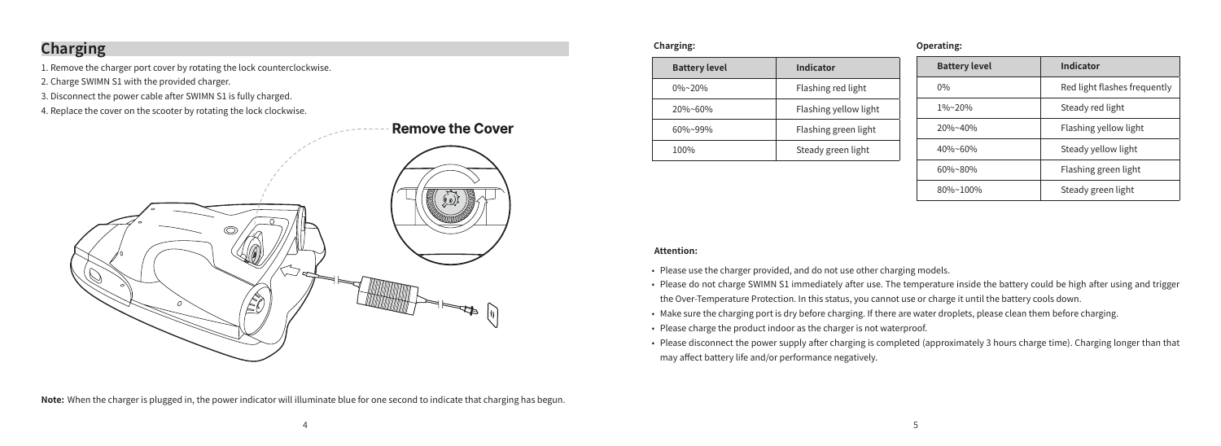## Charging

1. Remove the charger port cover by rotating the lock counterclockwise.
2. Charge SWIMN S1 with the provided charger.
3. Disconnect the power cable after SWIMN S1 is fully charged.
4. Replace the cover on the scooter by rotating the lock clockwise.

Remove the Cover

**Note:** When the charger is plugged in, the power indicator will illuminate blue for one second to indicate that charging has begun.

**Charging:**

| Battery level | Indicator |
|---|---|
| 0%~20% | Flashing red light |
| 20%~60% | Flashing yellow light |
| 60%~99% | Flashing green light |
| 100% | Steady green light |

**Operating:**

| Battery level | Indicator |
|---|---|
| 0% | Red light flashes frequently |
| 1%~20% | Steady red light |
| 20%~40% | Flashing yellow light |
| 40%~60% | Steady yellow light |
| 60%~80% | Flashing green light |
| 80%~100% | Steady green light |

**Attention:**

- Please use the charger provided, and do not use other charging models.
- Please do not charge SWIMN S1 immediately after use. The temperature inside the battery could be high after using and trigger the Over-Temperature Protection. In this status, you cannot use or charge it until the battery cools down.
- Make sure the charging port is dry before charging. If there are water droplets, please clean them before charging.
- Please charge the product indoor as the charger is not waterproof.
- Please disconnect the power supply after charging is completed (approximately 3 hours charge time). Charging longer than that may affect battery life and/or performance negatively.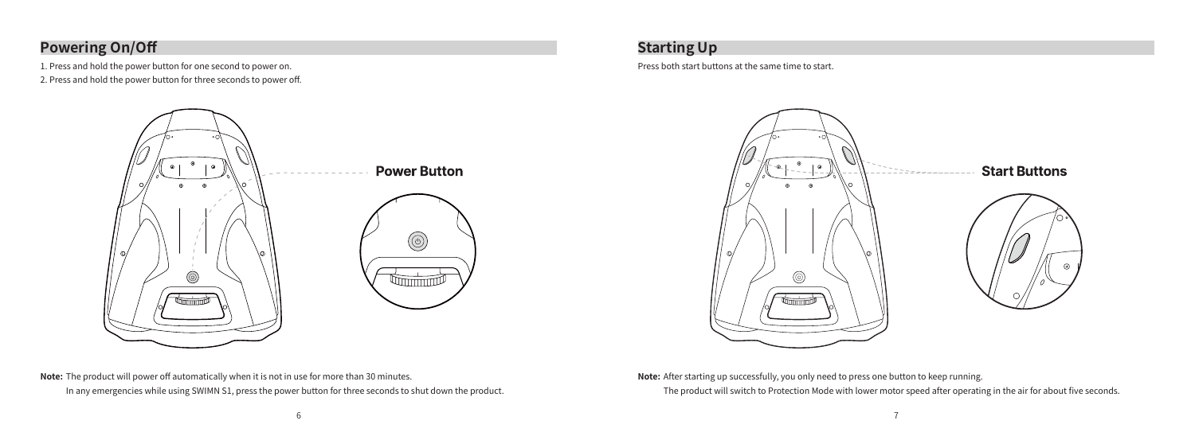## Powering On/Off

1. Press and hold the power button for one second to power on.
2. Press and hold the power button for three seconds to power off.

Power Button

**Note:** The product will power off automatically when it is not in use for more than 30 minutes.
In any emergencies while using SWIMN S1, press the power button for three seconds to shut down the product.

## Starting Up

Press both start buttons at the same time to start.

Start Buttons

**Note:** After starting up successfully, you only need to press one button to keep running.
The product will switch to Protection Mode with lower motor speed after operating in the air for about five seconds.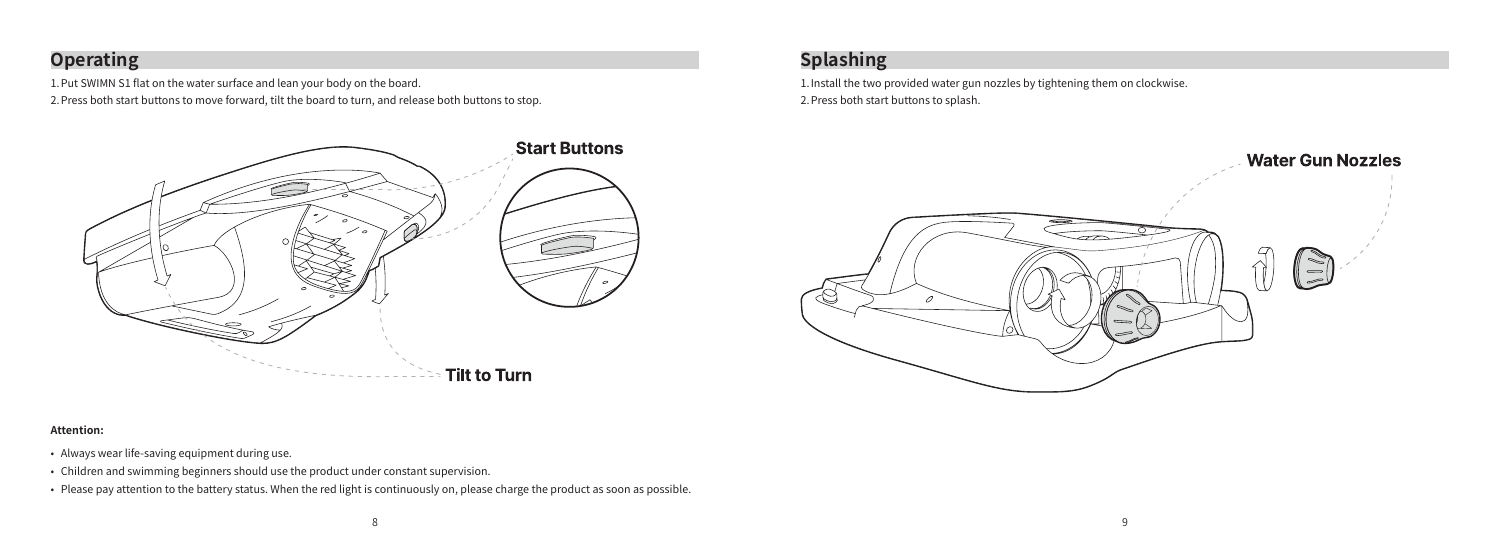## Operating

1. Put SWIMN S1 flat on the water surface and lean your body on the board.
2. Press both start buttons to move forward, tilt the board to turn, and release both buttons to stop.

Start Buttons

Tilt to Turn

**Attention:**

- Always wear life-saving equipment during use.
- Children and swimming beginners should use the product under constant supervision.
- Please pay attention to the battery status. When the red light is continuously on, please charge the product as soon as possible.

## Splashing

1. Install the two provided water gun nozzles by tightening them on clockwise.
2. Press both start buttons to splash.

Water Gun Nozzles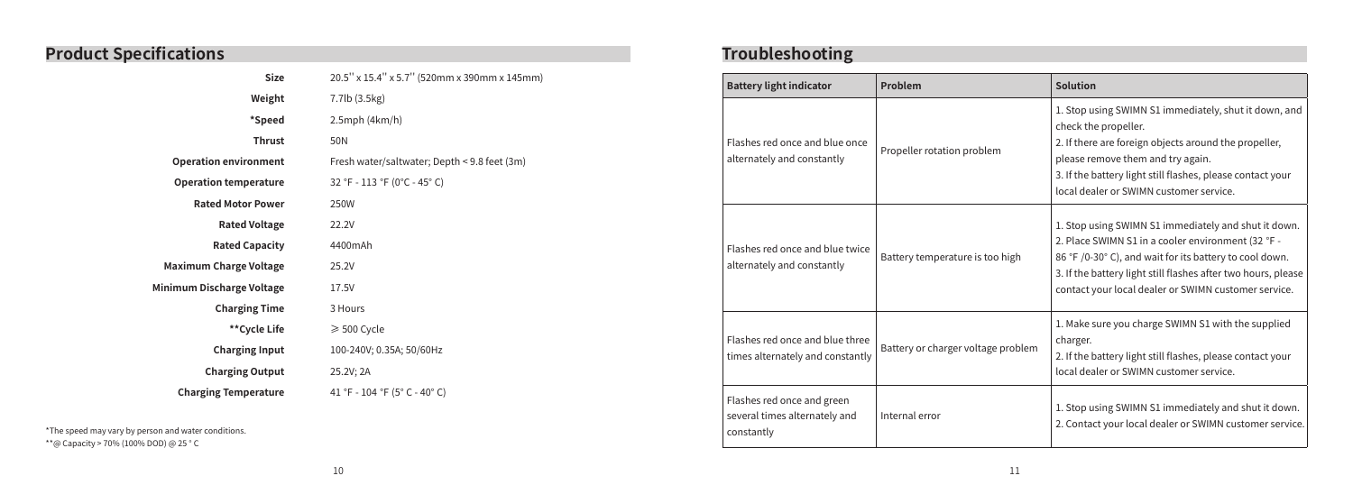## Product Specifications

| | |
|---|---|
| **Size** | 20.5'' x 15.4'' x 5.7'' (520mm x 390mm x 145mm) |
| **Weight** | 7.7lb (3.5kg) |
| ***Speed** | 2.5mph (4km/h) |
| **Thrust** | 50N |
| **Operation environment** | Fresh water/saltwater; Depth < 9.8 feet (3m) |
| **Operation temperature** | 32 °F - 113 °F (0°C - 45° C) |
| **Rated Motor Power** | 250W |
| **Rated Voltage** | 22.2V |
| **Rated Capacity** | 4400mAh |
| **Maximum Charge Voltage** | 25.2V |
| **Minimum Discharge Voltage** | 17.5V |
| **Charging Time** | 3 Hours |
| ****Cycle Life** | ⩾ 500 Cycle |
| **Charging Input** | 100-240V; 0.35A; 50/60Hz |
| **Charging Output** | 25.2V; 2A |
| **Charging Temperature** | 41 °F - 104 °F (5° C - 40° C) |

*The speed may vary by person and water conditions.

**@ Capacity > 70% (100% DOD) @ 25 ° C

## Troubleshooting

| Battery light indicator | Problem | Solution |
|---|---|---|
| Flashes red once and blue once alternately and constantly | Propeller rotation problem | 1. Stop using SWIMN S1 immediately, shut it down, and check the propeller.<br>2. If there are foreign objects around the propeller, please remove them and try again.<br>3. If the battery light still flashes, please contact your local dealer or SWIMN customer service. |
| Flashes red once and blue twice alternately and constantly | Battery temperature is too high | 1. Stop using SWIMN S1 immediately and shut it down.<br>2. Place SWIMN S1 in a cooler environment (32 °F - 86 °F /0-30° C), and wait for its battery to cool down.<br>3. If the battery light flashes after two hours, please contact your local dealer or SWIMN customer service. |
| Flashes red once and blue three times alternately and constantly | Battery or charger voltage problem | 1. Make sure you charge SWIMN S1 with the supplied charger.<br>2. If the battery light still flashes, please contact your local dealer or SWIMN customer service. |
| Flashes red once and green several times alternately and constantly | Internal error | 1. Stop using SWIMN S1 immediately and shut it down.<br>2. Contact your local dealer or SWIMN customer service. |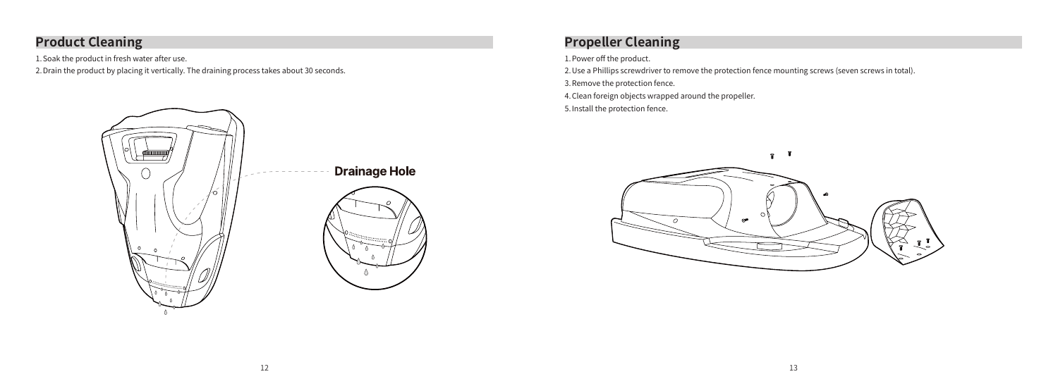## Product Cleaning

1. Soak the product in fresh water after use.
2. Drain the product by placing it vertically. The draining process takes about 30 seconds.

Drainage Hole

## Propeller Cleaning

1. Power off the product.
2. Use a Phillips screwdriver to remove the protection fence mounting screws (seven screws in total).
3. Remove the protection fence.
4. Clean foreign objects wrapped around the propeller.
5. Install the protection fence.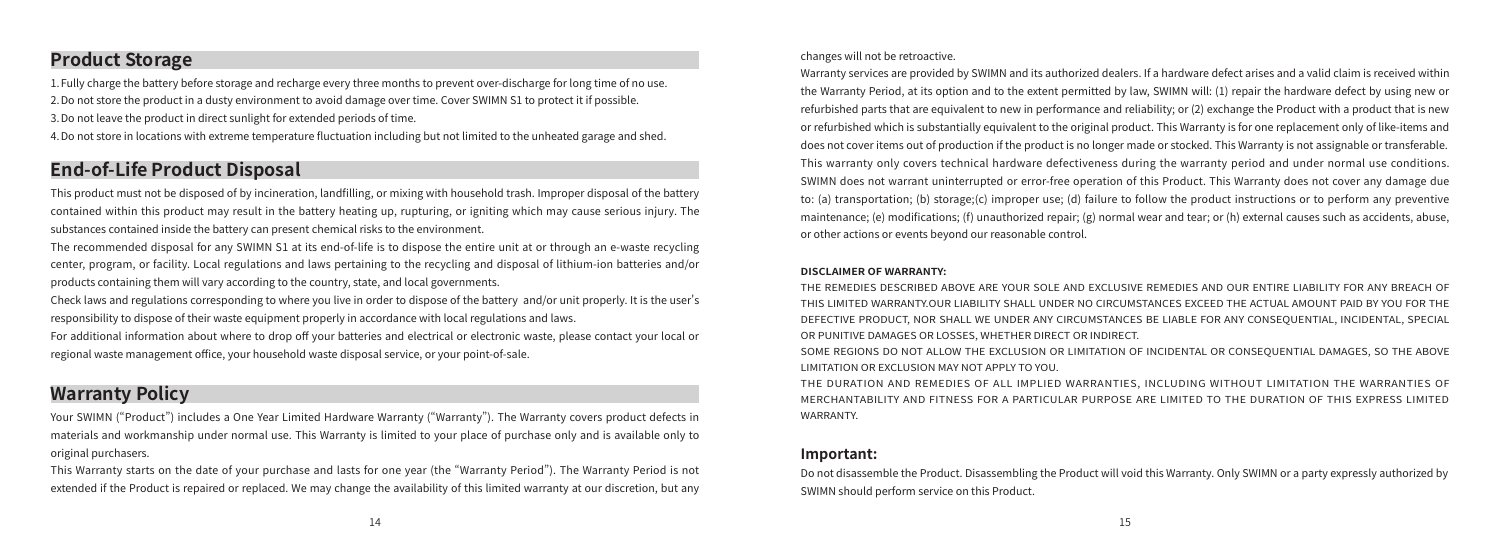## Product Storage

1. Fully charge the battery before storage and recharge every three months to prevent over-discharge for long time of no use.
2. Do not store the product in a dusty environment to avoid damage over time. Cover SWIMN S1 to protect it if possible.
3. Do not leave the product in direct sunlight for extended periods of time.
4. Do not store in locations with extreme temperature fluctuation including but not limited to the unheated garage and shed.

## End-of-Life Product Disposal

This product must not be disposed of by incineration, landfilling, or mixing with household trash. Improper disposal of the battery contained within this product may result in the battery heating up, rupturing, or igniting which may cause serious injury. The substances contained inside the battery can present chemical risks to the environment.

The recommended disposal for any SWIMN S1 at its end-of-life is to dispose the entire unit at or through an e-waste recycling center, program, or facility. Local regulations and laws pertaining to the recycling and disposal of lithium-ion batteries and/or products containing them will vary according to the country, state, and local governments.

Check laws and regulations corresponding to where you live in order to dispose of the battery and/or unit properly. It is the user's responsibility to dispose of their waste equipment properly in accordance with local regulations and laws.

For additional information about where to drop off your batteries and electrical or electronic waste, please contact your local or regional waste management office, your household waste disposal service, or your point-of-sale.

## Warranty Policy

Your SWIMN ("Product") includes a One Year Limited Hardware Warranty ("Warranty"). The Warranty covers product defects in materials and workmanship under normal use. This Warranty is limited to your place of purchase only and is available only to original purchasers.

This Warranty starts on the date of your purchase and lasts for one year (the "Warranty Period"). The Warranty Period is not extended if the Product is repaired or replaced. We may change the availability of this limited warranty at our discretion, but any changes will not be retroactive.

Warranty services are provided by SWIMN and its authorized dealers. If a hardware defect arises and a valid claim is received within the Warranty Period, at its option and to the extent permitted by law, SWIMN will: (1) repair the hardware defect by using new or refurbished parts that are equivalent to new in performance and reliability; or (2) exchange the Product with a product that is new or refurbished which is substantially equivalent to the original product. This Warranty is for one replacement only of like-items and does not cover items out of production if the product is no longer made or stocked. This Warranty is not assignable or transferable. This warranty only covers technical hardware defectiveness during the warranty period and under normal use conditions. SWIMN does not warrant uninterrupted or error-free operation of this Product. This Warranty does not cover any damage due to: (a) transportation; (b) storage;(c) improper use; (d) failure to follow the product instructions or to perform any preventive maintenance; (e) modifications; (f) unauthorized repair; (g) normal wear and tear; or (h) external causes such as accidents, abuse, or other actions or events beyond our reasonable control.

**DISCLAIMER OF WARRANTY:**

THE REMEDIES DESCRIBED ABOVE ARE YOUR SOLE AND EXCLUSIVE REMEDIES AND OUR ENTIRE LIABILITY FOR ANY BREACH OF THIS LIMITED WARRANTY.OUR LIABILITY SHALL UNDER NO CIRCUMSTANCES EXCEED THE ACTUAL AMOUNT PAID BY YOU FOR THE DEFECTIVE PRODUCT, NOR SHALL WE UNDER ANY CIRCUMSTANCES BE LIABLE FOR ANY CONSEQUENTIAL, INCIDENTAL, SPECIAL OR PUNITIVE DAMAGES OR LOSSES, WHETHER DIRECT OR INDIRECT.

SOME REGIONS DO NOT ALLOW THE EXCLUSION OR LIMITATION OF INCIDENTAL OR CONSEQUENTIAL DAMAGES, SO THE ABOVE LIMITATION OR EXCLUSION MAY NOT APPLY TO YOU.

THE DURATION AND REMEDIES OF ALL IMPLIED WARRANTIES, INCLUDING WITHOUT LIMITATION THE WARRANTIES OF MERCHANTABILITY AND FITNESS FOR A PARTICULAR PURPOSE ARE LIMITED TO THE DURATION OF THIS EXPRESS LIMITED WARRANTY.

### Important:

Do not disassemble the Product. Disassembling the Product will void this Warranty. Only SWIMN or a party expressly authorized by SWIMN should perform service on this Product.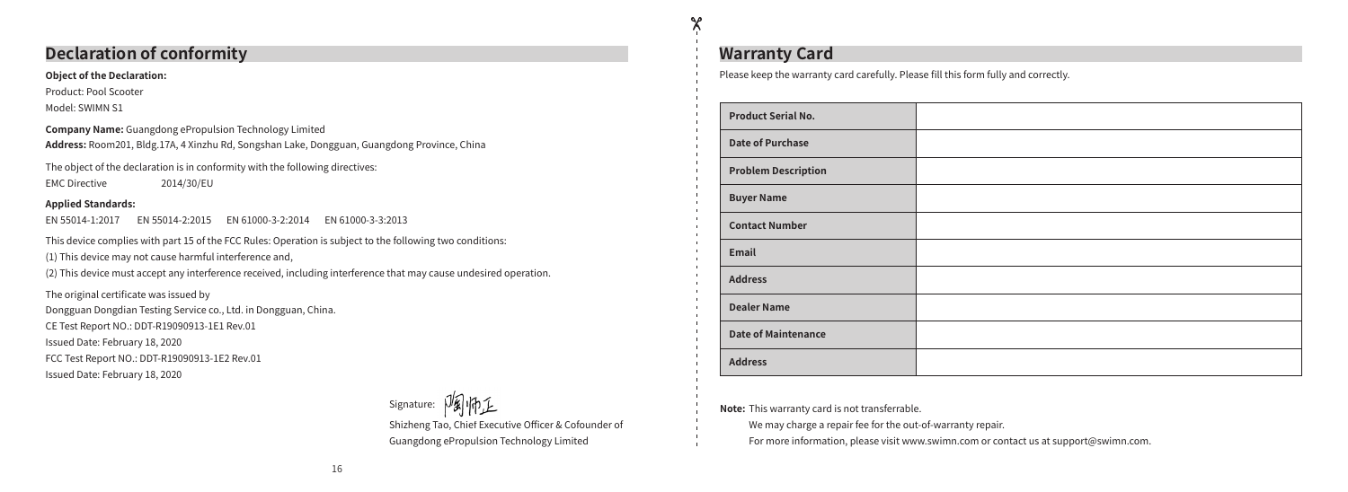## Declaration of conformity

**Object of the Declaration:**

Product: Pool Scooter

Model: SWIMN S1

**Company Name:** Guangdong ePropulsion Technology Limited

**Address:** Room201, Bldg.17A, 4 Xinzhu Rd, Songshan Lake, Dongguan, Guangdong Province, China

The object of the declaration is in conformity with the following directives:

EMC Directive 2014/30/EU

**Applied Standards:**

EN 55014-1:2017 EN 55014-2:2015 EN 61000-3-2:2014 EN 61000-3-3:2013

This device complies with part 15 of the FCC Rules: Operation is subject to the following two conditions:

(1) This device may not cause harmful interference and,

(2) This device must accept any interference received, including interference that may cause undesired operation.

The original certificate was issued by

Dongguan Dongdian Testing Service co., Ltd. in Dongguan, China.

CE Test Report NO.: DDT-R19090913-1E1 Rev.01

Issued Date: February 18, 2020

FCC Test Report NO.: DDT-R19090913-1E2 Rev.01

Issued Date: February 18, 2020

Signature: 陶师正

Shizheng Tao, Chief Executive Officer & Cofounder of Guangdong ePropulsion Technology Limited

## Warranty Card

Please keep the warranty card carefully. Please fill this form fully and correctly.

| | |
|---|---|
| **Product Serial No.** | |
| **Date of Purchase** | |
| **Problem Description** | |
| **Buyer Name** | |
| **Contact Number** | |
| **Email** | |
| **Address** | |
| **Dealer Name** | |
| **Date of Maintenance** | |
| **Address** | |

**Note:** This warranty card is not transferrable.

We may charge a repair fee for the out-of-warranty repair.

For more information, please visit www.swimn.com or contact us at support@swimn.com.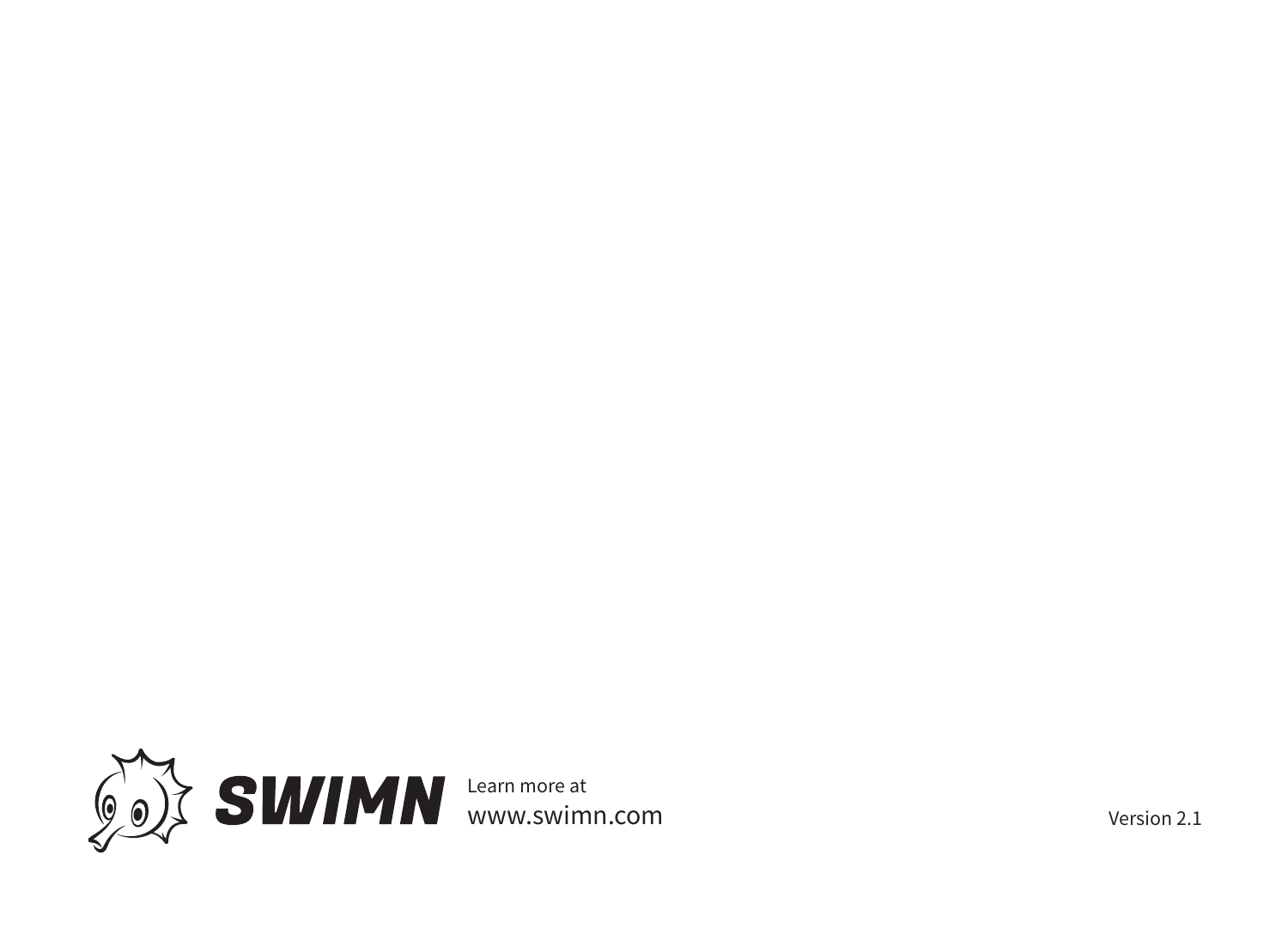SWIMN

Learn more at
www.swimn.com

Version 2.1